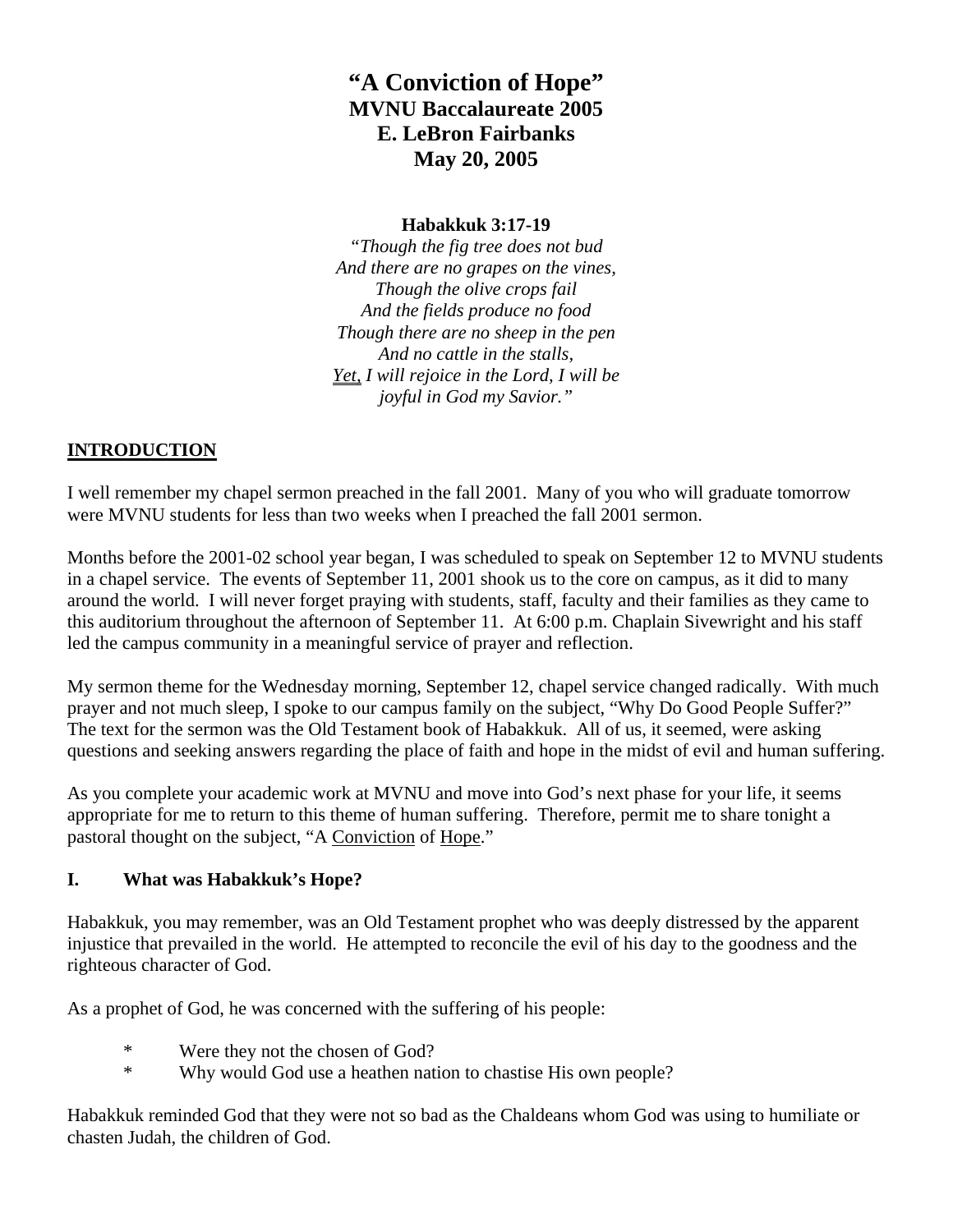# "A Conviction of Hope"
## MVNU Baccalaureate 2005
## E. LeBron Fairbanks
## May 20, 2005

**Habakkuk 3:17-19**

*"Though the fig tree does not bud*
*And there are no grapes on the vines,*
*Though the olive crops fail*
*And the fields produce no food*
*Though there are no sheep in the pen*
*And no cattle in the stalls,*
*<u>Yet,</u> I will rejoice in the Lord, I will be*
*joyful in God my Savior."*

## <u>INTRODUCTION</u>

I well remember my chapel sermon preached in the fall 2001. Many of you who will graduate tomorrow were MVNU students for less than two weeks when I preached the fall 2001 sermon.

Months before the 2001-02 school year began, I was scheduled to speak on September 12 to MVNU students in a chapel service. The events of September 11, 2001 shook us to the core on campus, as it did to many around the world. I will never forget praying with students, staff, faculty and their families as they came to this auditorium throughout the afternoon of September 11. At 6:00 p.m. Chaplain Sivewright and his staff led the campus community in a meaningful service of prayer and reflection.

My sermon theme for the Wednesday morning, September 12, chapel service changed radically. With much prayer and not much sleep, I spoke to our campus family on the subject, "Why Do Good People Suffer?" The text for the sermon was the Old Testament book of Habakkuk. All of us, it seemed, were asking questions and seeking answers regarding the place of faith and hope in the midst of evil and human suffering.

As you complete your academic work at MVNU and move into God's next phase for your life, it seems appropriate for me to return to this theme of human suffering. Therefore, permit me to share tonight a pastoral thought on the subject, "A <u>Conviction</u> of <u>Hope</u>."

### I. What was Habakkuk's Hope?

Habakkuk, you may remember, was an Old Testament prophet who was deeply distressed by the apparent injustice that prevailed in the world. He attempted to reconcile the evil of his day to the goodness and the righteous character of God.

As a prophet of God, he was concerned with the suffering of his people:

* Were they not the chosen of God?
* Why would God use a heathen nation to chastise His own people?

Habakkuk reminded God that they were not so bad as the Chaldeans whom God was using to humiliate or chasten Judah, the children of God.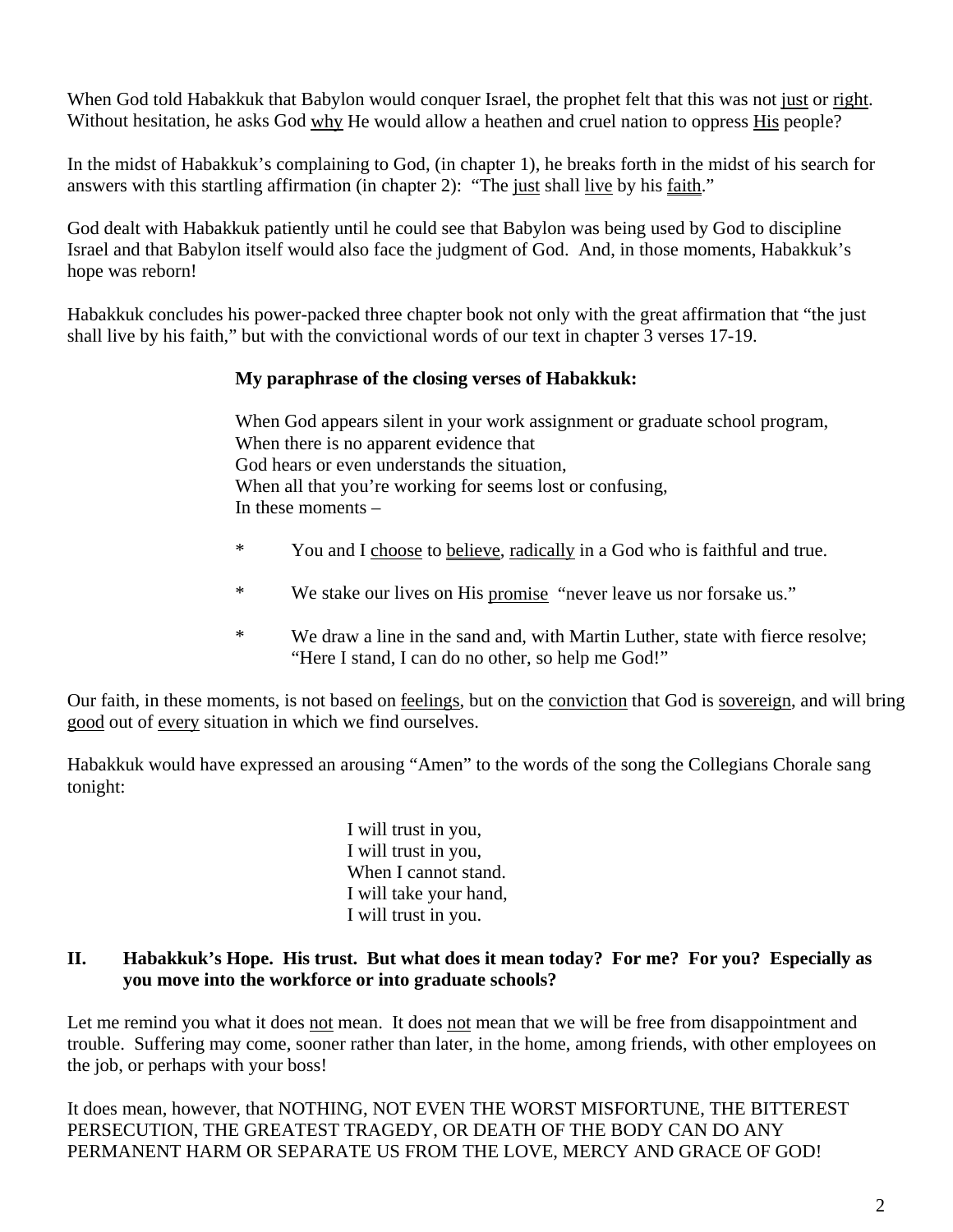When God told Habakkuk that Babylon would conquer Israel, the prophet felt that this was not just or right. Without hesitation, he asks God why He would allow a heathen and cruel nation to oppress His people?

In the midst of Habakkuk's complaining to God, (in chapter 1), he breaks forth in the midst of his search for answers with this startling affirmation (in chapter 2): "The just shall live by his faith."

God dealt with Habakkuk patiently until he could see that Babylon was being used by God to discipline Israel and that Babylon itself would also face the judgment of God. And, in those moments, Habakkuk's hope was reborn!

Habakkuk concludes his power-packed three chapter book not only with the great affirmation that "the just shall live by his faith," but with the convictional words of our text in chapter 3 verses 17-19.

**My paraphrase of the closing verses of Habakkuk:**

When God appears silent in your work assignment or graduate school program,
When there is no apparent evidence that
God hears or even understands the situation,
When all that you're working for seems lost or confusing,
In these moments –

- You and I choose to believe, radically in a God who is faithful and true.
- We stake our lives on His promise "never leave us nor forsake us."
- We draw a line in the sand and, with Martin Luther, state with fierce resolve; "Here I stand, I can do no other, so help me God!"

Our faith, in these moments, is not based on feelings, but on the conviction that God is sovereign, and will bring good out of every situation in which we find ourselves.

Habakkuk would have expressed an arousing "Amen" to the words of the song the Collegians Chorale sang tonight:

I will trust in you,
I will trust in you,
When I cannot stand.
I will take your hand,
I will trust in you.

## II. Habakkuk's Hope. His trust. But what does it mean today? For me? For you? Especially as you move into the workforce or into graduate schools?

Let me remind you what it does not mean. It does not mean that we will be free from disappointment and trouble. Suffering may come, sooner rather than later, in the home, among friends, with other employees on the job, or perhaps with your boss!

It does mean, however, that NOTHING, NOT EVEN THE WORST MISFORTUNE, THE BITTEREST PERSECUTION, THE GREATEST TRAGEDY, OR DEATH OF THE BODY CAN DO ANY PERMANENT HARM OR SEPARATE US FROM THE LOVE, MERCY AND GRACE OF GOD!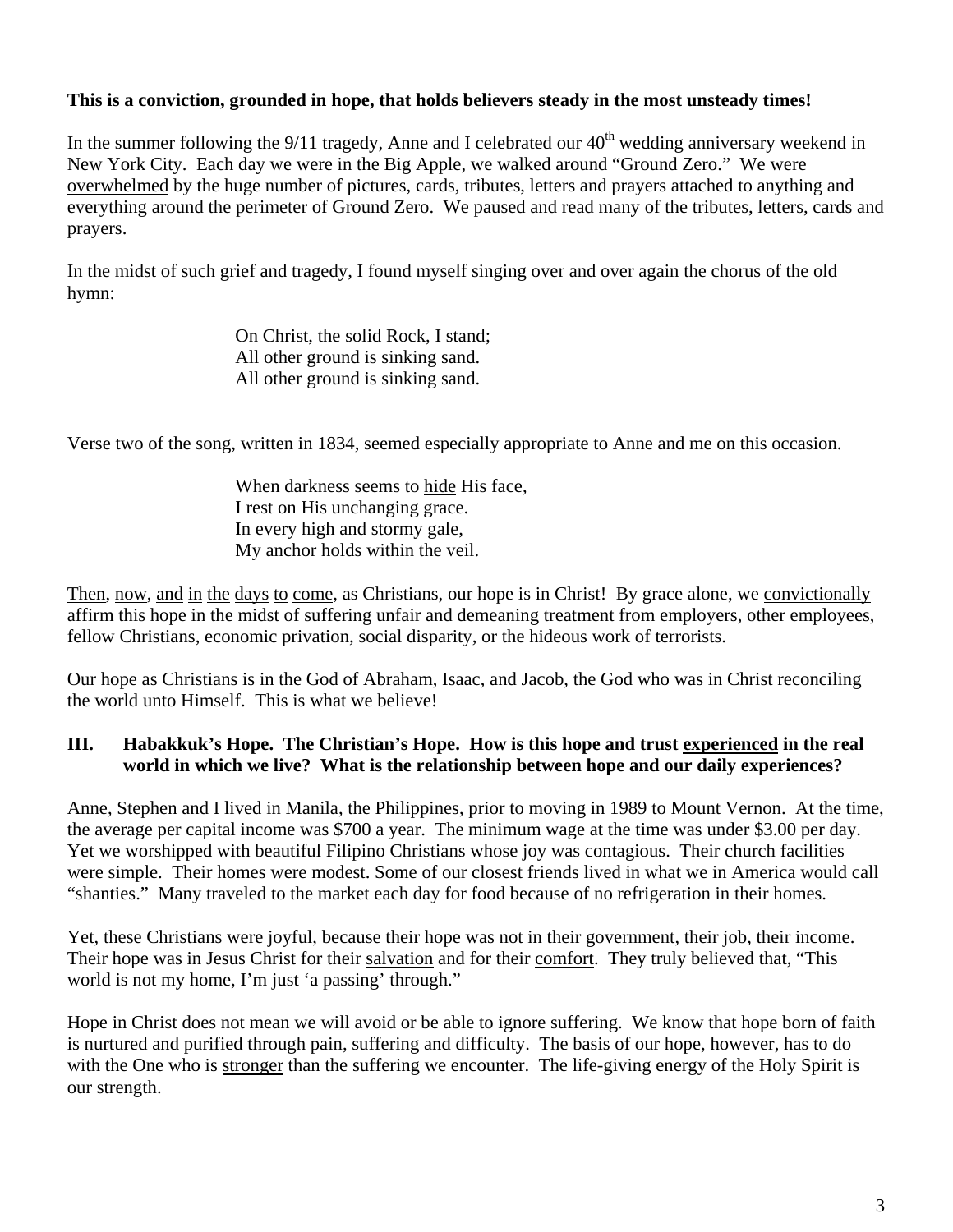**This is a conviction, grounded in hope, that holds believers steady in the most unsteady times!**

In the summer following the 9/11 tragedy, Anne and I celebrated our 40th wedding anniversary weekend in New York City. Each day we were in the Big Apple, we walked around "Ground Zero." We were overwhelmed by the huge number of pictures, cards, tributes, letters and prayers attached to anything and everything around the perimeter of Ground Zero. We paused and read many of the tributes, letters, cards and prayers.

In the midst of such grief and tragedy, I found myself singing over and over again the chorus of the old hymn:

> On Christ, the solid Rock, I stand;
> All other ground is sinking sand.
> All other ground is sinking sand.

Verse two of the song, written in 1834, seemed especially appropriate to Anne and me on this occasion.

> When darkness seems to hide His face,
> I rest on His unchanging grace.
> In every high and stormy gale,
> My anchor holds within the veil.

Then, now, and in the days to come, as Christians, our hope is in Christ! By grace alone, we convictionally affirm this hope in the midst of suffering unfair and demeaning treatment from employers, other employees, fellow Christians, economic privation, social disparity, or the hideous work of terrorists.

Our hope as Christians is in the God of Abraham, Isaac, and Jacob, the God who was in Christ reconciling the world unto Himself. This is what we believe!

### III. Habakkuk's Hope. The Christian's Hope. How is this hope and trust experienced in the real world in which we live? What is the relationship between hope and our daily experiences?

Anne, Stephen and I lived in Manila, the Philippines, prior to moving in 1989 to Mount Vernon. At the time, the average per capital income was $700 a year. The minimum wage at the time was under $3.00 per day. Yet we worshipped with beautiful Filipino Christians whose joy was contagious. Their church facilities were simple. Their homes were modest. Some of our closest friends lived in what we in America would call "shanties." Many traveled to the market each day for food because of no refrigeration in their homes.

Yet, these Christians were joyful, because their hope was not in their government, their job, their income. Their hope was in Jesus Christ for their salvation and for their comfort. They truly believed that, "This world is not my home, I'm just 'a passing' through."

Hope in Christ does not mean we will avoid or be able to ignore suffering. We know that hope born of faith is nurtured and purified through pain, suffering and difficulty. The basis of our hope, however, has to do with the One who is stronger than the suffering we encounter. The life-giving energy of the Holy Spirit is our strength.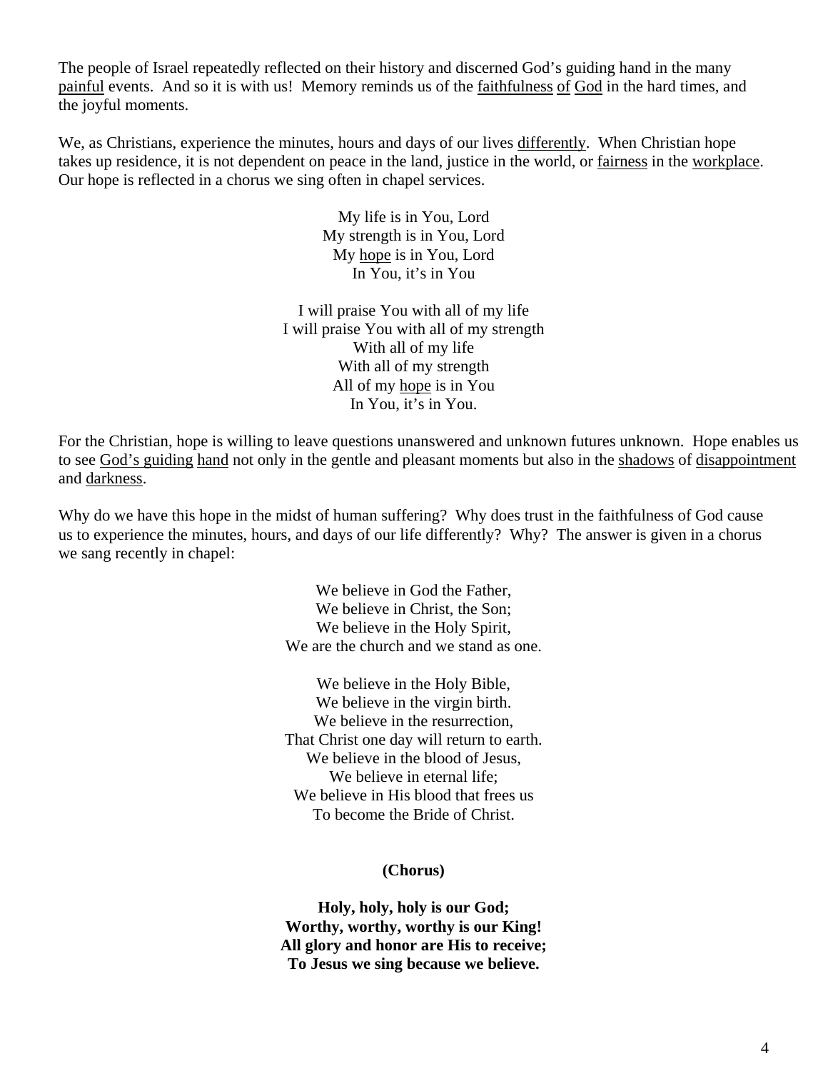The people of Israel repeatedly reflected on their history and discerned God's guiding hand in the many painful events. And so it is with us! Memory reminds us of the faithfulness of God in the hard times, and the joyful moments.

We, as Christians, experience the minutes, hours and days of our lives differently. When Christian hope takes up residence, it is not dependent on peace in the land, justice in the world, or fairness in the workplace. Our hope is reflected in a chorus we sing often in chapel services.

My life is in You, Lord  
My strength is in You, Lord  
My hope is in You, Lord  
In You, it's in You

I will praise You with all of my life  
I will praise You with all of my strength  
With all of my life  
With all of my strength  
All of my hope is in You  
In You, it's in You.

For the Christian, hope is willing to leave questions unanswered and unknown futures unknown. Hope enables us to see God's guiding hand not only in the gentle and pleasant moments but also in the shadows of disappointment and darkness.

Why do we have this hope in the midst of human suffering? Why does trust in the faithfulness of God cause us to experience the minutes, hours, and days of our life differently? Why? The answer is given in a chorus we sang recently in chapel:

We believe in God the Father,  
We believe in Christ, the Son;  
We believe in the Holy Spirit,  
We are the church and we stand as one.

We believe in the Holy Bible,  
We believe in the virgin birth.  
We believe in the resurrection,  
That Christ one day will return to earth.  
We believe in the blood of Jesus,  
We believe in eternal life;  
We believe in His blood that frees us  
To become the Bride of Christ.

**(Chorus)**

**Holy, holy, holy is our God;**  
**Worthy, worthy, worthy is our King!**  
**All glory and honor are His to receive;**  
**To Jesus we sing because we believe.**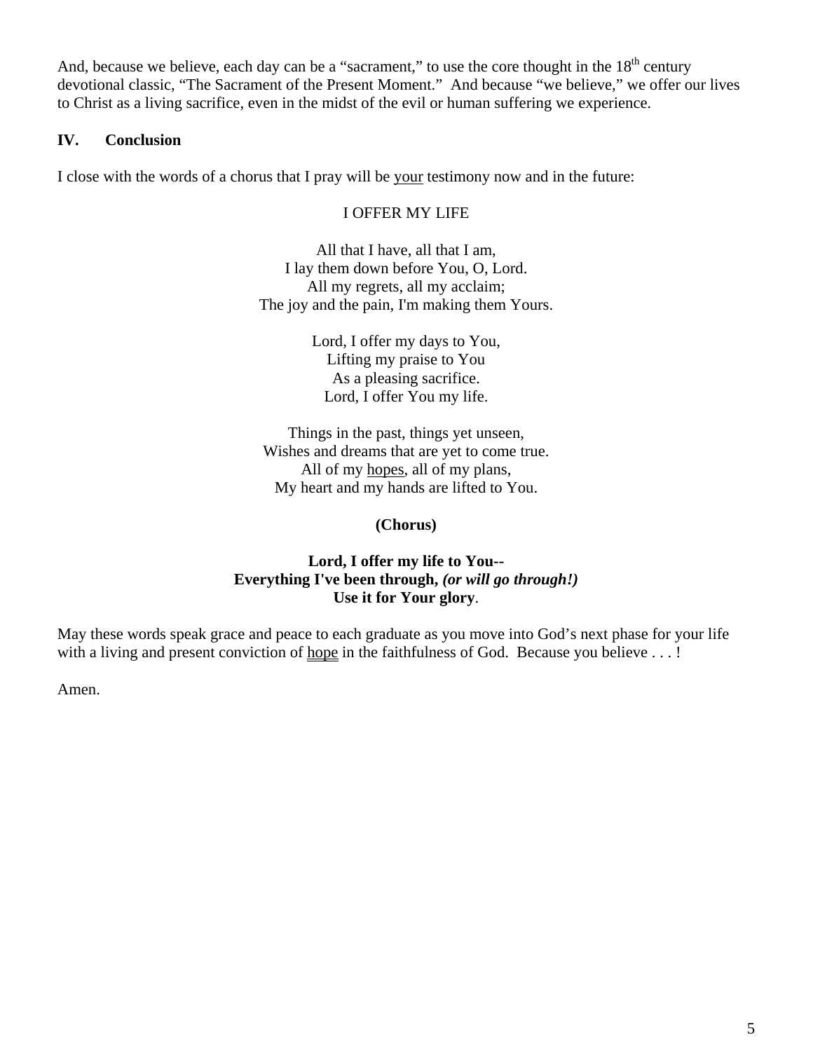And, because we believe, each day can be a "sacrament," to use the core thought in the 18th century devotional classic, "The Sacrament of the Present Moment." And because "we believe," we offer our lives to Christ as a living sacrifice, even in the midst of the evil or human suffering we experience.

## IV. Conclusion

I close with the words of a chorus that I pray will be <u>your</u> testimony now and in the future:

I OFFER MY LIFE

All that I have, all that I am,
I lay them down before You, O, Lord.
All my regrets, all my acclaim;
The joy and the pain, I'm making them Yours.

Lord, I offer my days to You,
Lifting my praise to You
As a pleasing sacrifice.
Lord, I offer You my life.

Things in the past, things yet unseen,
Wishes and dreams that are yet to come true.
All of my <u>hopes</u>, all of my plans,
My heart and my hands are lifted to You.

**(Chorus)**

**Lord, I offer my life to You--**
**Everything I've been through,** ***(or will go through!)***
**Use it for Your glory**.

May these words speak grace and peace to each graduate as you move into God's next phase for your life with a living and present conviction of <u>hope</u> in the faithfulness of God. Because you believe . . . !

Amen.